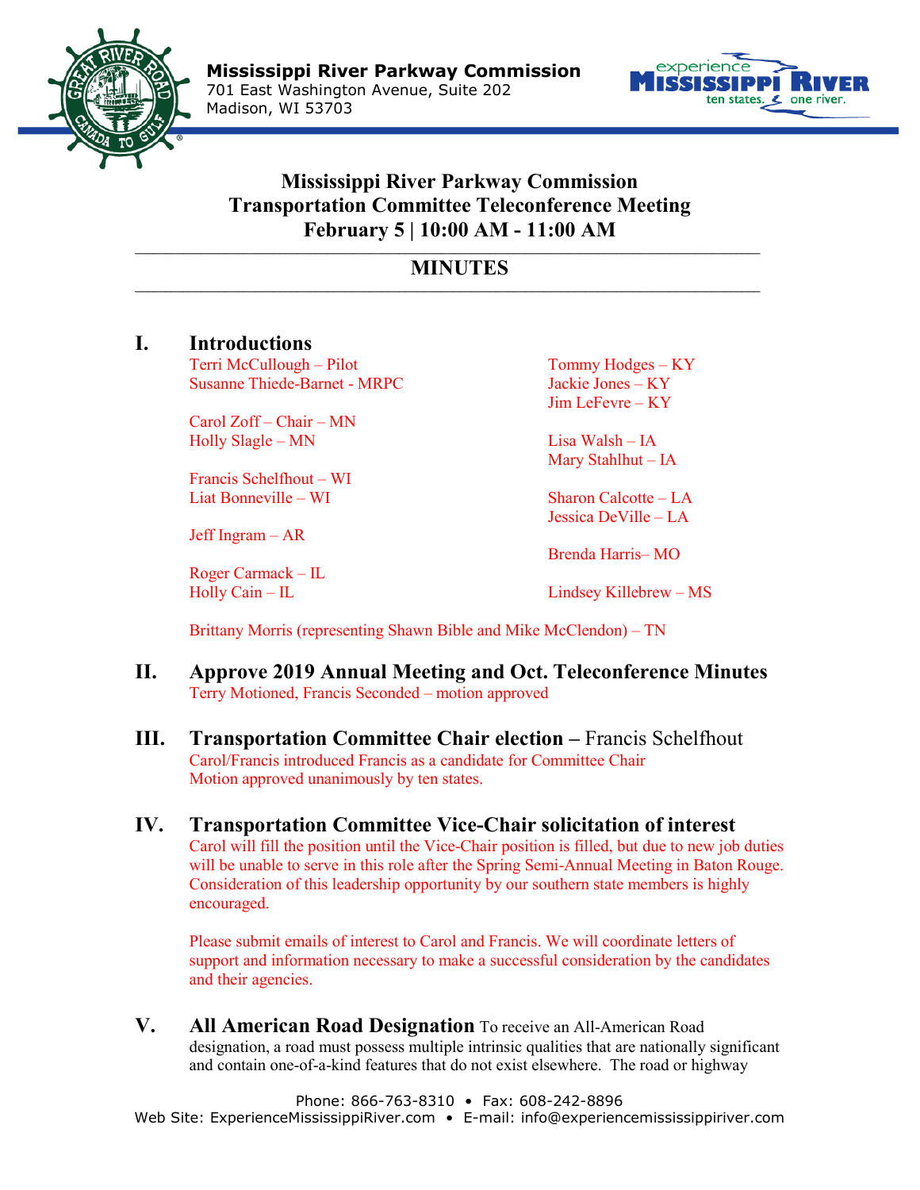**Mississippi River Parkway Commission**
701 East Washington Avenue, Suite 202
Madison, WI 53703

# Mississippi River Parkway Commission
# Transportation Committee Teleconference Meeting
# February 5 | 10:00 AM - 11:00 AM

## MINUTES

## I. Introductions

Terri McCullough – Pilot
Susanne Thiede-Barnet - MRPC

Carol Zoff – Chair – MN
Holly Slagle – MN

Francis Schelfhout – WI
Liat Bonneville – WI

Jeff Ingram – AR

Roger Carmack – IL
Holly Cain – IL

Tommy Hodges – KY
Jackie Jones – KY
Jim LeFevre – KY

Lisa Walsh – IA
Mary Stahlhut – IA

Sharon Calcotte – LA
Jessica DeVille – LA

Brenda Harris– MO

Lindsey Killebrew – MS

Brittany Morris (representing Shawn Bible and Mike McClendon) – TN

## II. Approve 2019 Annual Meeting and Oct. Teleconference Minutes

Terry Motioned, Francis Seconded – motion approved

## III. Transportation Committee Chair election – Francis Schelfhout

Carol/Francis introduced Francis as a candidate for Committee Chair
Motion approved unanimously by ten states.

## IV. Transportation Committee Vice-Chair solicitation of interest

Carol will fill the position until the Vice-Chair position is filled, but due to new job duties will be unable to serve in this role after the Spring Semi-Annual Meeting in Baton Rouge. Consideration of this leadership opportunity by our southern state members is highly encouraged.

Please submit emails of interest to Carol and Francis. We will coordinate letters of support and information necessary to make a successful consideration by the candidates and their agencies.

## V. All American Road Designation

To receive an All-American Road designation, a road must possess multiple intrinsic qualities that are nationally significant and contain one-of-a-kind features that do not exist elsewhere. The road or highway

Phone: 866-763-8310 • Fax: 608-242-8896
Web Site: ExperienceMississippiRiver.com • E-mail: info@experiencemississippiriver.com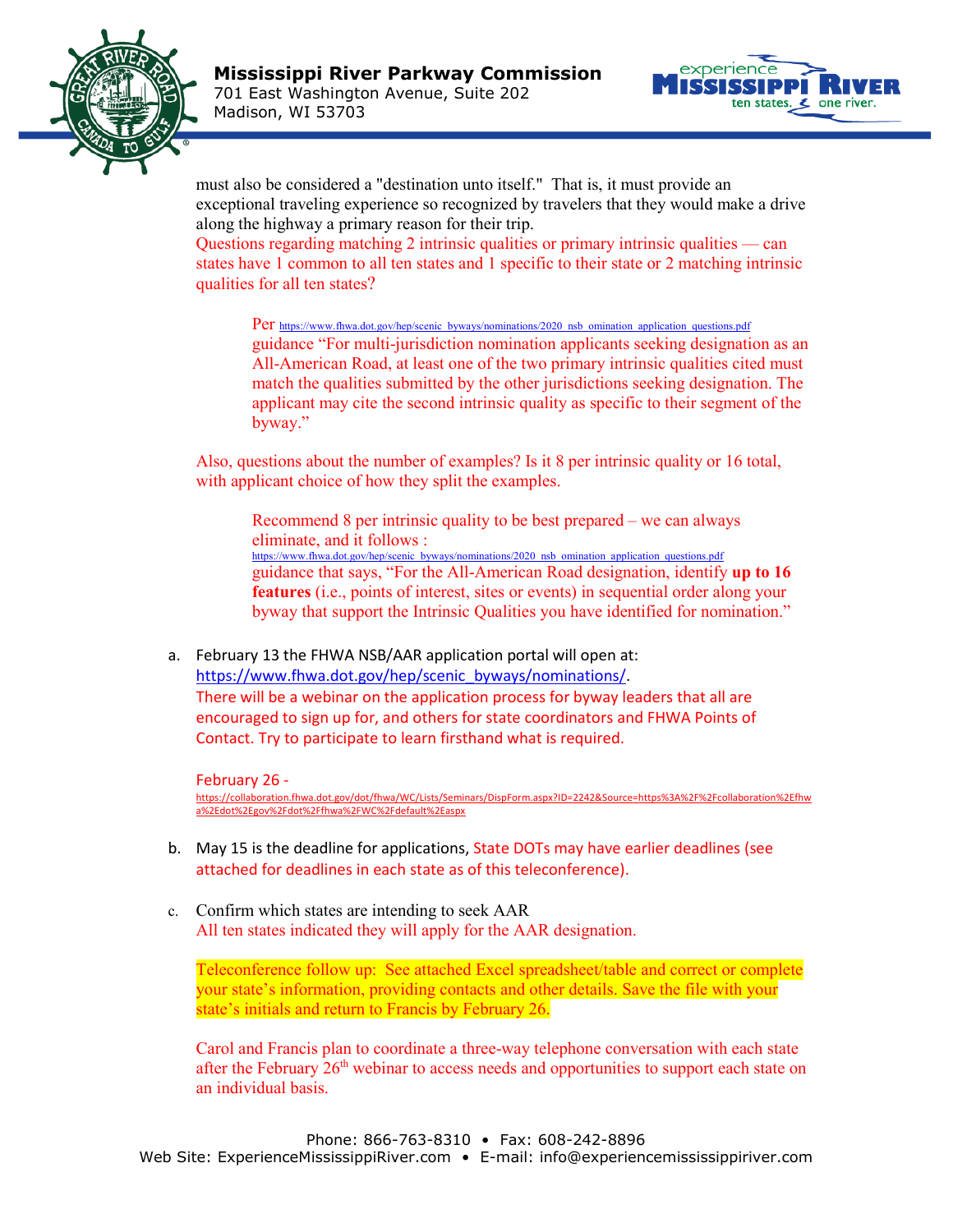must also be considered a "destination unto itself." That is, it must provide an exceptional traveling experience so recognized by travelers that they would make a drive along the highway a primary reason for their trip.

Questions regarding matching 2 intrinsic qualities or primary intrinsic qualities — can states have 1 common to all ten states and 1 specific to their state or 2 matching intrinsic qualities for all ten states?

> Per https://www.fhwa.dot.gov/hep/scenic_byways/nominations/2020_nsb_omination_application_questions.pdf guidance "For multi-jurisdiction nomination applicants seeking designation as an All-American Road, at least one of the two primary intrinsic qualities cited must match the qualities submitted by the other jurisdictions seeking designation. The applicant may cite the second intrinsic quality as specific to their segment of the byway."

Also, questions about the number of examples? Is it 8 per intrinsic quality or 16 total, with applicant choice of how they split the examples.

> Recommend 8 per intrinsic quality to be best prepared – we can always eliminate, and it follows : https://www.fhwa.dot.gov/hep/scenic_byways/nominations/2020_nsb_omination_application_questions.pdf guidance that says, "For the All-American Road designation, identify **up to 16 features** (i.e., points of interest, sites or events) in sequential order along your byway that support the Intrinsic Qualities you have identified for nomination."

a. February 13 the FHWA NSB/AAR application portal will open at: https://www.fhwa.dot.gov/hep/scenic_byways/nominations/.
   There will be a webinar on the application process for byway leaders that all are encouraged to sign up for, and others for state coordinators and FHWA Points of Contact. Try to participate to learn firsthand what is required.

   February 26 - https://collaboration.fhwa.dot.gov/dot/fhwa/WC/Lists/Seminars/DispForm.aspx?ID=2242&Source=https%3A%2F%2Fcollaboration%2Efhwa%2Edot%2Egov%2Fdot%2Ffhwa%2FWC%2Fdefault%2Easpx

b. May 15 is the deadline for applications, State DOTs may have earlier deadlines (see attached for deadlines in each state as of this teleconference).

c. Confirm which states are intending to seek AAR
   All ten states indicated they will apply for the AAR designation.

   Teleconference follow up: See attached Excel spreadsheet/table and correct or complete your state's information, providing contacts and other details. Save the file with your state's initials and return to Francis by February 26.

   Carol and Francis plan to coordinate a three-way telephone conversation with each state after the February 26th webinar to access needs and opportunities to support each state on an individual basis.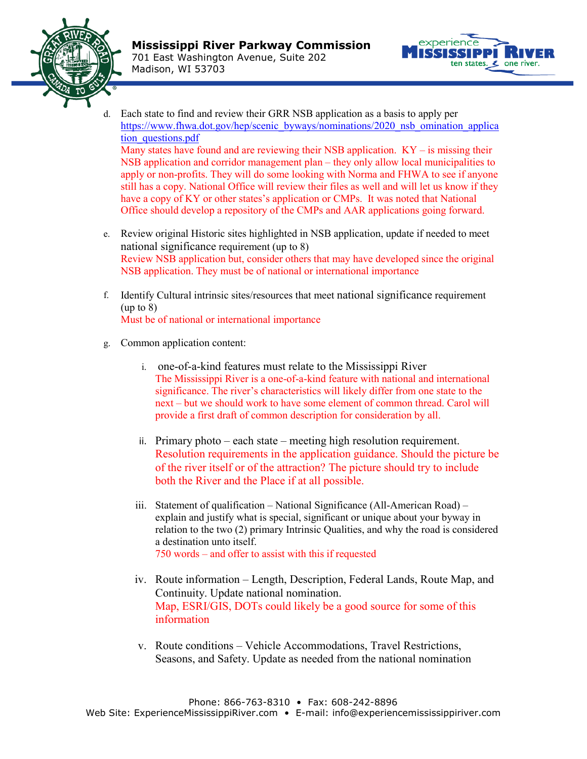d. Each state to find and review their GRR NSB application as a basis to apply per https://www.fhwa.dot.gov/hep/scenic_byways/nominations/2020_nsb_omination_application_questions.pdf
   Many states have found and are reviewing their NSB application. KY – is missing their NSB application and corridor management plan – they only allow local municipalities to apply or non-profits. They will do some looking with Norma and FHWA to see if anyone still has a copy. National Office will review their files as well and will let us know if they have a copy of KY or other states's application or CMPs. It was noted that National Office should develop a repository of the CMPs and AAR applications going forward.

e. Review original Historic sites highlighted in NSB application, update if needed to meet national significance requirement (up to 8)
   Review NSB application but, consider others that may have developed since the original NSB application. They must be of national or international importance

f. Identify Cultural intrinsic sites/resources that meet national significance requirement (up to 8)
   Must be of national or international importance

g. Common application content:

   i. one-of-a-kind features must relate to the Mississippi River
      The Mississippi River is a one-of-a-kind feature with national and international significance. The river's characteristics will likely differ from one state to the next – but we should work to have some element of common thread. Carol will provide a first draft of common description for consideration by all.

   ii. Primary photo – each state – meeting high resolution requirement.
      Resolution requirements in the application guidance. Should the picture be of the river itself or of the attraction? The picture should try to include both the River and the Place if at all possible.

   iii. Statement of qualification – National Significance (All-American Road) – explain and justify what is special, significant or unique about your byway in relation to the two (2) primary Intrinsic Qualities, and why the road is considered a destination unto itself.
      750 words – and offer to assist with this if requested

   iv. Route information – Length, Description, Federal Lands, Route Map, and Continuity. Update national nomination.
      Map, ESRI/GIS, DOTs could likely be a good source for some of this information

   v. Route conditions – Vehicle Accommodations, Travel Restrictions, Seasons, and Safety. Update as needed from the national nomination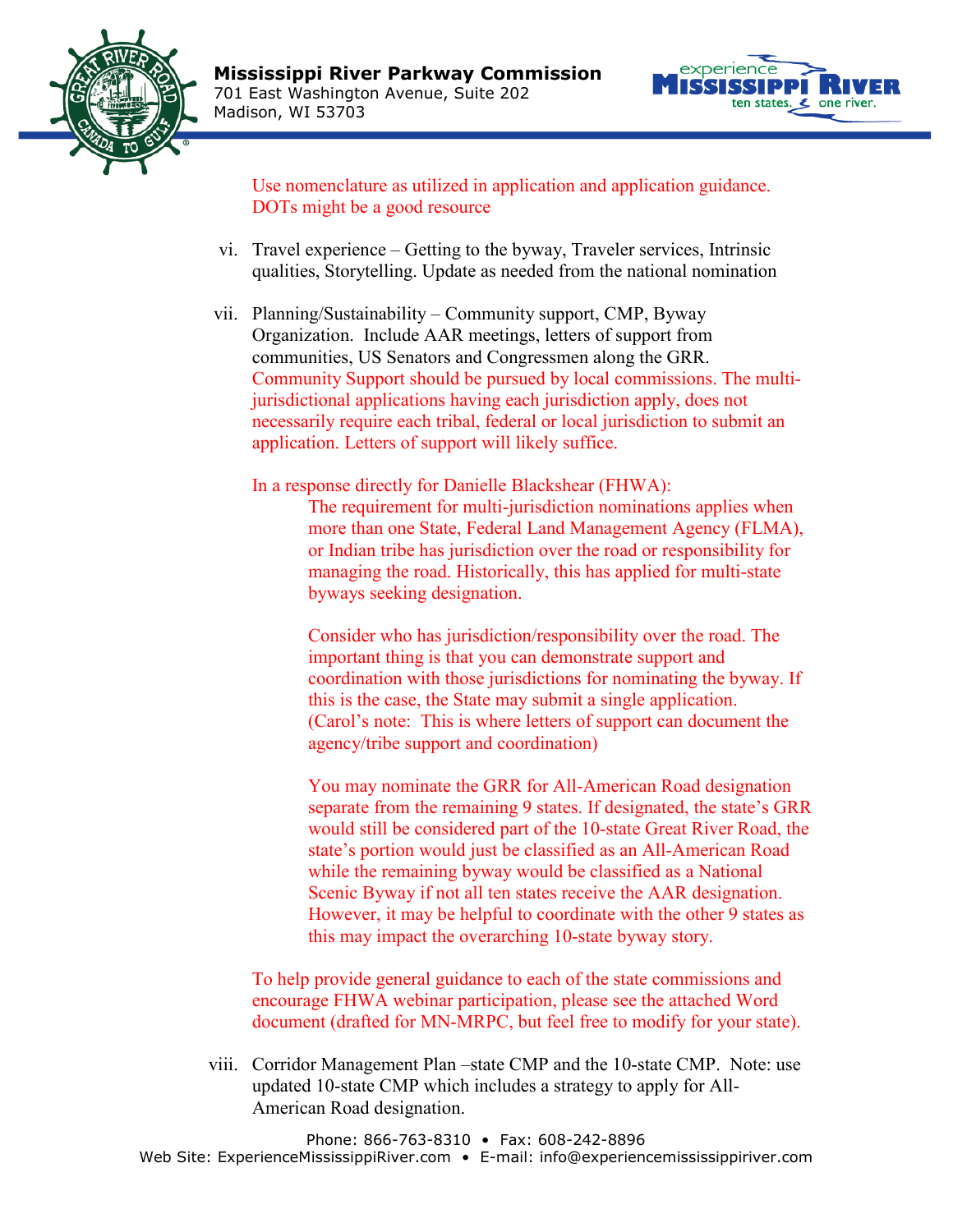Use nomenclature as utilized in application and application guidance. DOTs might be a good resource

vi. Travel experience – Getting to the byway, Traveler services, Intrinsic qualities, Storytelling. Update as needed from the national nomination

vii. Planning/Sustainability – Community support, CMP, Byway Organization. Include AAR meetings, letters of support from communities, US Senators and Congressmen along the GRR. Community Support should be pursued by local commissions. The multi-jurisdictional applications having each jurisdiction apply, does not necessarily require each tribal, federal or local jurisdiction to submit an application. Letters of support will likely suffice.

In a response directly for Danielle Blackshear (FHWA):

> The requirement for multi-jurisdiction nominations applies when more than one State, Federal Land Management Agency (FLMA), or Indian tribe has jurisdiction over the road or responsibility for managing the road. Historically, this has applied for multi-state byways seeking designation.
>
> Consider who has jurisdiction/responsibility over the road. The important thing is that you can demonstrate support and coordination with those jurisdictions for nominating the byway. If this is the case, the State may submit a single application. (Carol's note: This is where letters of support can document the agency/tribe support and coordination)
>
> You may nominate the GRR for All-American Road designation separate from the remaining 9 states. If designated, the state's GRR would still be considered part of the 10-state Great River Road, the state's portion would just be classified as an All-American Road while the remaining byway would be classified as a National Scenic Byway if not all ten states receive the AAR designation. However, it may be helpful to coordinate with the other 9 states as this may impact the overarching 10-state byway story.

To help provide general guidance to each of the state commissions and encourage FHWA webinar participation, please see the attached Word document (drafted for MN-MRPC, but feel free to modify for your state).

viii. Corridor Management Plan –state CMP and the 10-state CMP. Note: use updated 10-state CMP which includes a strategy to apply for All-American Road designation.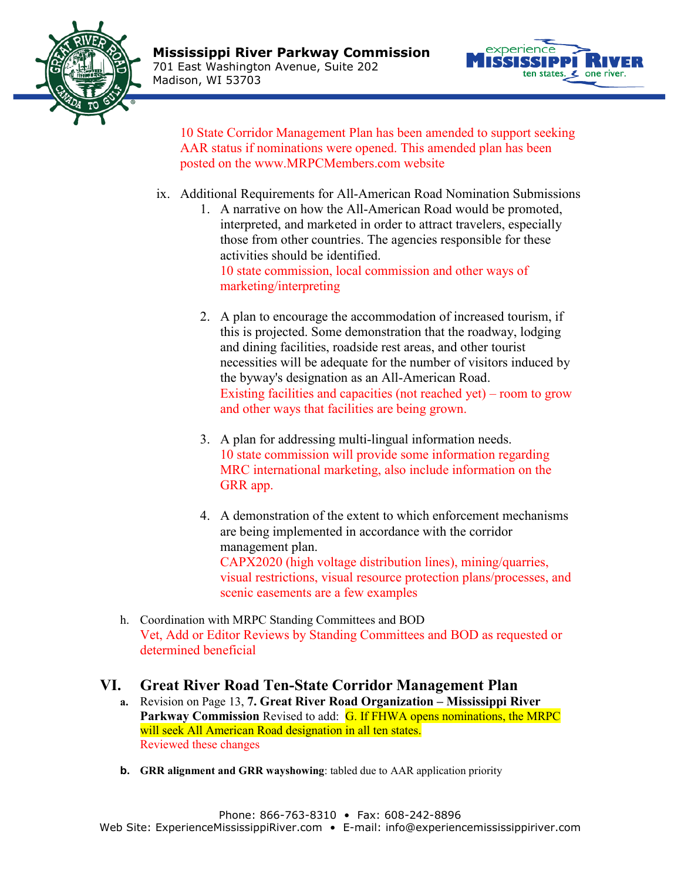10 State Corridor Management Plan has been amended to support seeking AAR status if nominations were opened. This amended plan has been posted on the www.MRPCMembers.com website

ix. Additional Requirements for All-American Road Nomination Submissions

1. A narrative on how the All-American Road would be promoted, interpreted, and marketed in order to attract travelers, especially those from other countries. The agencies responsible for these activities should be identified.
   10 state commission, local commission and other ways of marketing/interpreting

2. A plan to encourage the accommodation of increased tourism, if this is projected. Some demonstration that the roadway, lodging and dining facilities, roadside rest areas, and other tourist necessities will be adequate for the number of visitors induced by the byway's designation as an All-American Road.
   Existing facilities and capacities (not reached yet) – room to grow and other ways that facilities are being grown.

3. A plan for addressing multi-lingual information needs.
   10 state commission will provide some information regarding MRC international marketing, also include information on the GRR app.

4. A demonstration of the extent to which enforcement mechanisms are being implemented in accordance with the corridor management plan.
   CAPX2020 (high voltage distribution lines), mining/quarries, visual restrictions, visual resource protection plans/processes, and scenic easements are a few examples

h. Coordination with MRPC Standing Committees and BOD
   Vet, Add or Editor Reviews by Standing Committees and BOD as requested or determined beneficial

## VI. Great River Road Ten-State Corridor Management Plan

**a.** Revision on Page 13, **7. Great River Road Organization – Mississippi River Parkway Commission** Revised to add: G. If FHWA opens nominations, the MRPC will seek All American Road designation in all ten states.
   Reviewed these changes

**b. GRR alignment and GRR wayshowing**: tabled due to AAR application priority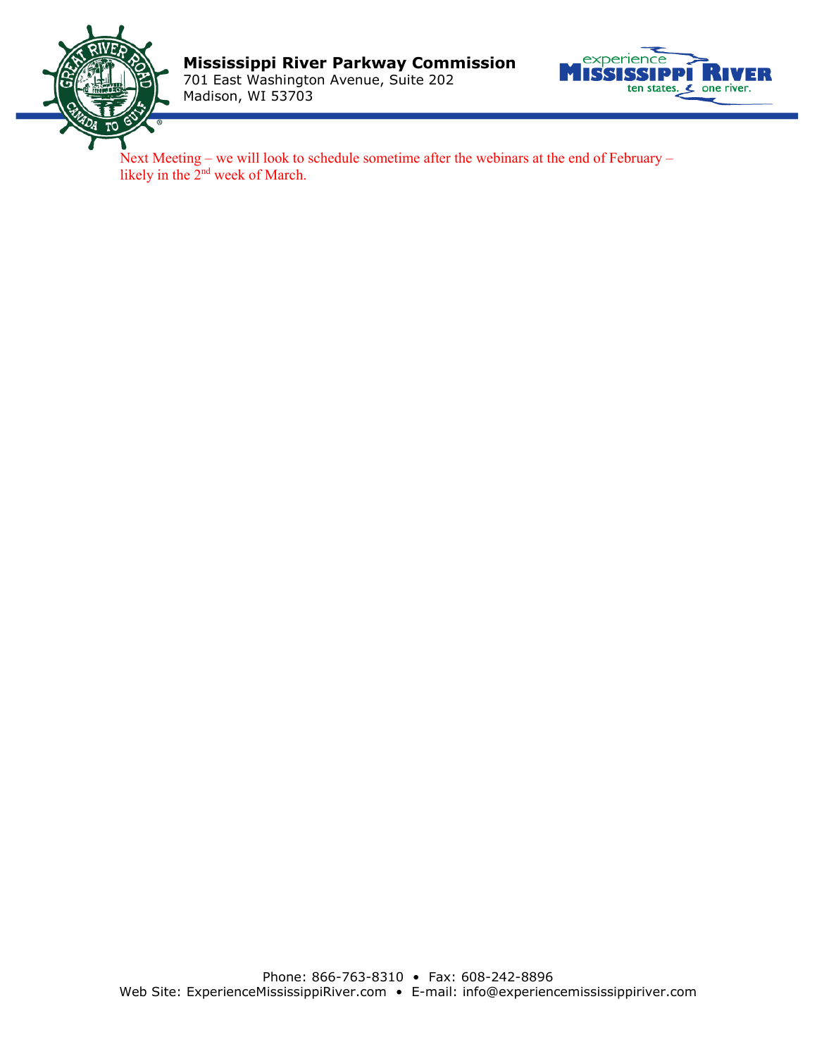Next Meeting – we will look to schedule sometime after the webinars at the end of February – likely in the 2nd week of March.